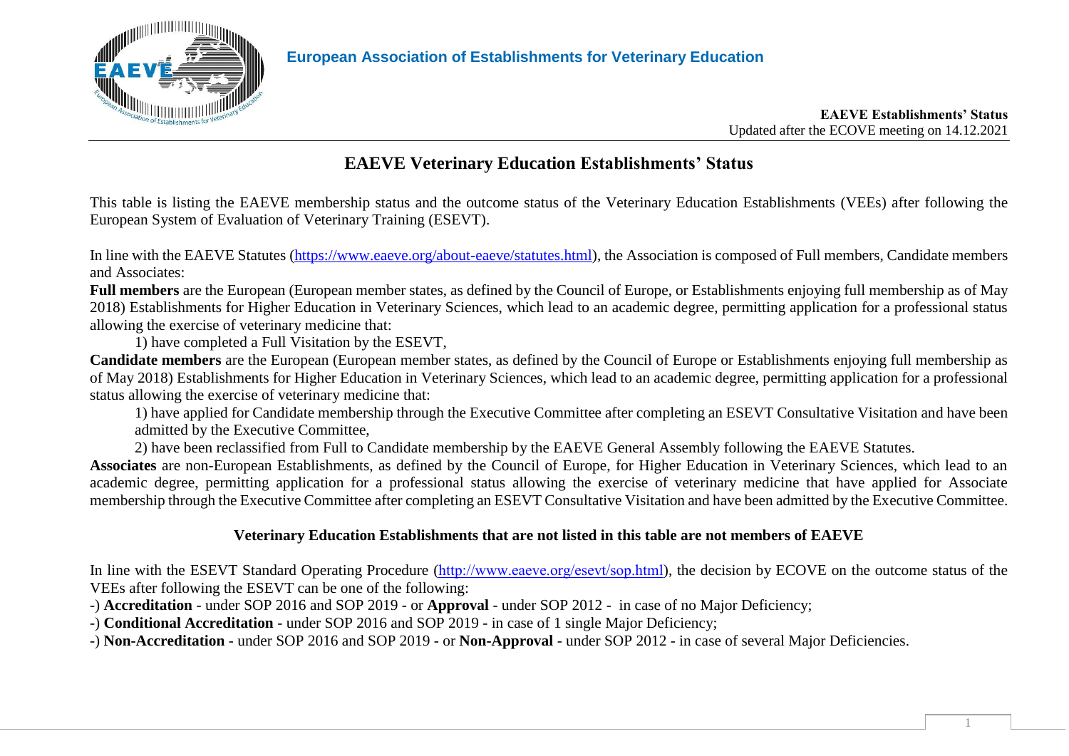European Association of Establishments for Veterinary Education

**EAEVE Establishments' Status**
Updated after the ECOVE meeting on 14.12.2021

# EAEVE Veterinary Education Establishments' Status

This table is listing the EAEVE membership status and the outcome status of the Veterinary Education Establishments (VEEs) after following the European System of Evaluation of Veterinary Training (ESEVT).

In line with the EAEVE Statutes (https://www.eaeve.org/about-eaeve/statutes.html), the Association is composed of Full members, Candidate members and Associates:

**Full members** are the European (European member states, as defined by the Council of Europe, or Establishments enjoying full membership as of May 2018) Establishments for Higher Education in Veterinary Sciences, which lead to an academic degree, permitting application for a professional status allowing the exercise of veterinary medicine that:

1) have completed a Full Visitation by the ESEVT,

**Candidate members** are the European (European member states, as defined by the Council of Europe or Establishments enjoying full membership as of May 2018) Establishments for Higher Education in Veterinary Sciences, which lead to an academic degree, permitting application for a professional status allowing the exercise of veterinary medicine that:

1) have applied for Candidate membership through the Executive Committee after completing an ESEVT Consultative Visitation and have been admitted by the Executive Committee,

2) have been reclassified from Full to Candidate membership by the EAEVE General Assembly following the EAEVE Statutes.

**Associates** are non-European Establishments, as defined by the Council of Europe, for Higher Education in Veterinary Sciences, which lead to an academic degree, permitting application for a professional status allowing the exercise of veterinary medicine that have applied for Associate membership through the Executive Committee after completing an ESEVT Consultative Visitation and have been admitted by the Executive Committee.

**Veterinary Education Establishments that are not listed in this table are not members of EAEVE**

In line with the ESEVT Standard Operating Procedure (http://www.eaeve.org/esevt/sop.html), the decision by ECOVE on the outcome status of the VEEs after following the ESEVT can be one of the following:

-) **Accreditation** - under SOP 2016 and SOP 2019 - or **Approval** - under SOP 2012 - in case of no Major Deficiency;

-) **Conditional Accreditation** - under SOP 2016 and SOP 2019 - in case of 1 single Major Deficiency;

-) **Non-Accreditation** - under SOP 2016 and SOP 2019 - or **Non-Approval** - under SOP 2012 - in case of several Major Deficiencies.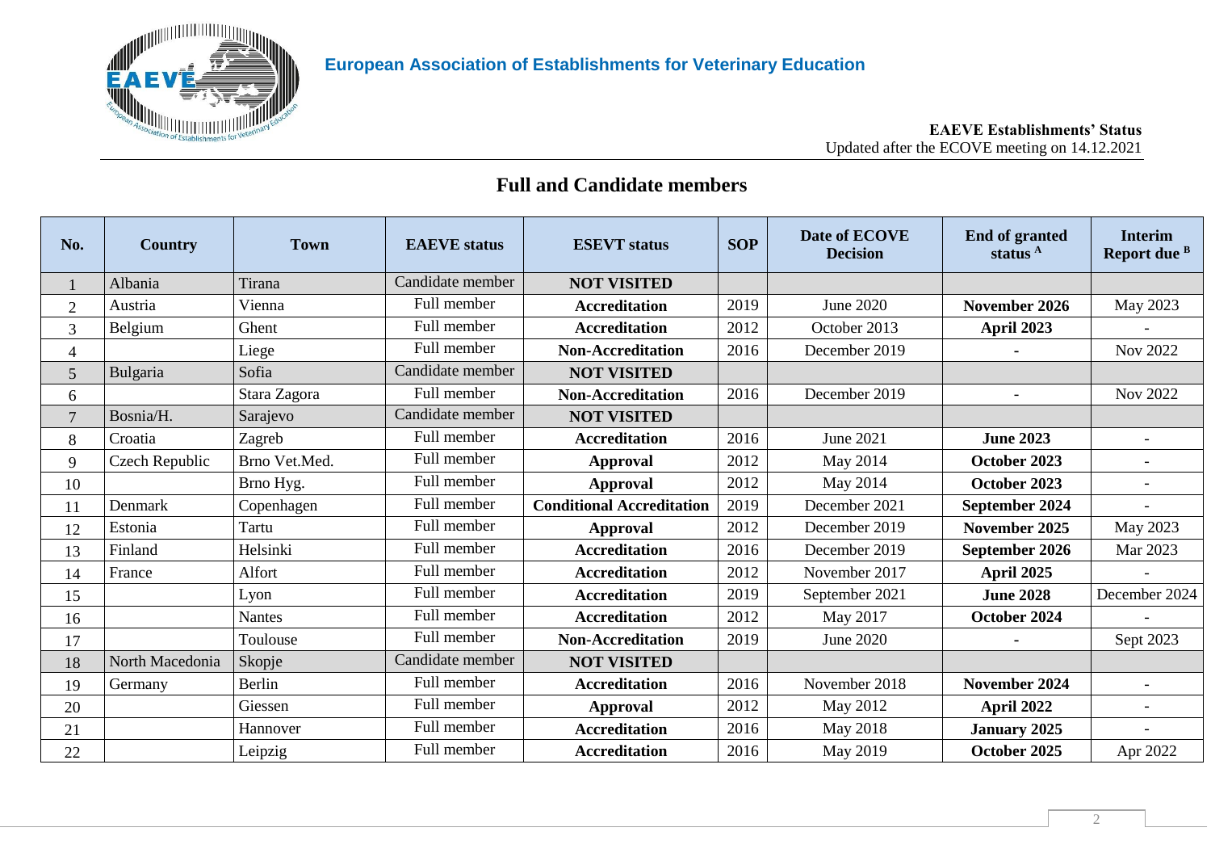European Association of Establishments for Veterinary Education

**EAEVE Establishments' Status**
Updated after the ECOVE meeting on 14.12.2021

## Full and Candidate members

| No. | Country | Town | EAEVE status | ESEVT status | SOP | Date of ECOVE Decision | End of granted status [A] | Interim Report due [B] |
|---|---|---|---|---|---|---|---|---|
| 1 | Albania | Tirana | Candidate member | **NOT VISITED** | | | | |
| 2 | Austria | Vienna | Full member | **Accreditation** | 2019 | June 2020 | **November 2026** | May 2023 |
| 3 | Belgium | Ghent | Full member | **Accreditation** | 2012 | October 2013 | **April 2023** | - |
| 4 | | Liege | Full member | **Non-Accreditation** | 2016 | December 2019 | - | Nov 2022 |
| 5 | Bulgaria | Sofia | Candidate member | **NOT VISITED** | | | | |
| 6 | | Stara Zagora | Full member | **Non-Accreditation** | 2016 | December 2019 | - | Nov 2022 |
| 7 | Bosnia/H. | Sarajevo | Candidate member | **NOT VISITED** | | | | |
| 8 | Croatia | Zagreb | Full member | **Accreditation** | 2016 | June 2021 | **June 2023** | - |
| 9 | Czech Republic | Brno Vet.Med. | Full member | **Approval** | 2012 | May 2014 | **October 2023** | - |
| 10 | | Brno Hyg. | Full member | **Approval** | 2012 | May 2014 | **October 2023** | - |
| 11 | Denmark | Copenhagen | Full member | **Conditional Accreditation** | 2019 | December 2021 | **September 2024** | - |
| 12 | Estonia | Tartu | Full member | **Approval** | 2012 | December 2019 | **November 2025** | May 2023 |
| 13 | Finland | Helsinki | Full member | **Accreditation** | 2016 | December 2019 | **September 2026** | Mar 2023 |
| 14 | France | Alfort | Full member | **Accreditation** | 2012 | November 2017 | **April 2025** | - |
| 15 | | Lyon | Full member | **Accreditation** | 2019 | September 2021 | **June 2028** | December 2024 |
| 16 | | Nantes | Full member | **Accreditation** | 2012 | May 2017 | **October 2024** | - |
| 17 | | Toulouse | Full member | **Non-Accreditation** | 2019 | June 2020 | **-** | Sept 2023 |
| 18 | North Macedonia | Skopje | Candidate member | **NOT VISITED** | | | | |
| 19 | Germany | Berlin | Full member | **Accreditation** | 2016 | November 2018 | **November 2024** | - |
| 20 | | Giessen | Full member | **Approval** | 2012 | May 2012 | **April 2022** | - |
| 21 | | Hannover | Full member | **Accreditation** | 2016 | May 2018 | **January 2025** | - |
| 22 | | Leipzig | Full member | **Accreditation** | 2016 | May 2019 | **October 2025** | Apr 2022 |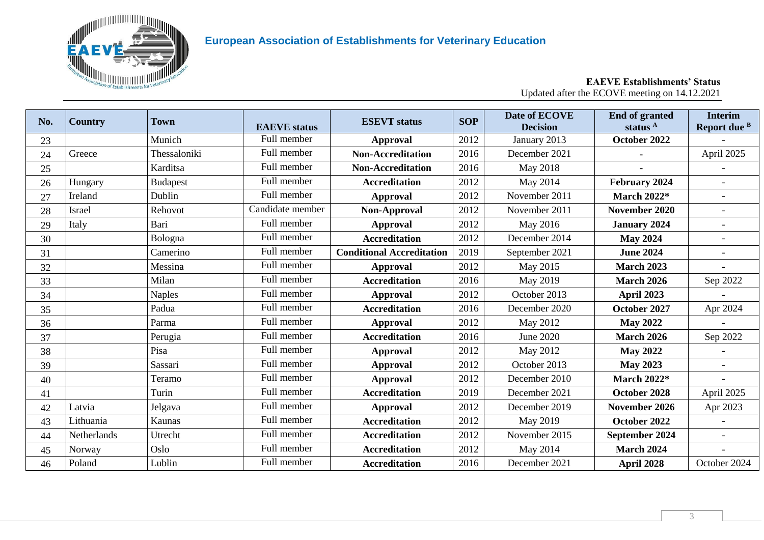## European Association of Establishments for Veterinary Education

**EAEVE Establishments' Status**
Updated after the ECOVE meeting on 14.12.2021

| No. | Country | Town | EAEVE status | ESEVT status | SOP | Date of ECOVE Decision | End of granted status [A] | Interim Report due [B] |
|---|---|---|---|---|---|---|---|---|
| 23 | | Munich | Full member | **Approval** | 2012 | January 2013 | **October 2022** | - |
| 24 | Greece | Thessaloniki | Full member | **Non-Accreditation** | 2016 | December 2021 | **-** | April 2025 |
| 25 | | Karditsa | Full member | **Non-Accreditation** | 2016 | May 2018 | **-** | - |
| 26 | Hungary | Budapest | Full member | **Accreditation** | 2012 | May 2014 | **February 2024** | - |
| 27 | Ireland | Dublin | Full member | **Approval** | 2012 | November 2011 | **March 2022*** | - |
| 28 | Israel | Rehovot | Candidate member | **Non-Approval** | 2012 | November 2011 | **November 2020** | - |
| 29 | Italy | Bari | Full member | **Approval** | 2012 | May 2016 | **January 2024** | - |
| 30 | | Bologna | Full member | **Accreditation** | 2012 | December 2014 | **May 2024** | - |
| 31 | | Camerino | Full member | **Conditional Accreditation** | 2019 | September 2021 | **June 2024** | - |
| 32 | | Messina | Full member | **Approval** | 2012 | May 2015 | **March 2023** | - |
| 33 | | Milan | Full member | **Accreditation** | 2016 | May 2019 | **March 2026** | Sep 2022 |
| 34 | | Naples | Full member | **Approval** | 2012 | October 2013 | **April 2023** | - |
| 35 | | Padua | Full member | **Accreditation** | 2016 | December 2020 | **October 2027** | Apr 2024 |
| 36 | | Parma | Full member | **Approval** | 2012 | May 2012 | **May 2022** | - |
| 37 | | Perugia | Full member | **Accreditation** | 2016 | June 2020 | **March 2026** | Sep 2022 |
| 38 | | Pisa | Full member | **Approval** | 2012 | May 2012 | **May 2022** | - |
| 39 | | Sassari | Full member | **Approval** | 2012 | October 2013 | **May 2023** | - |
| 40 | | Teramo | Full member | **Approval** | 2012 | December 2010 | **March 2022*** | - |
| 41 | | Turin | Full member | **Accreditation** | 2019 | December 2021 | **October 2028** | April 2025 |
| 42 | Latvia | Jelgava | Full member | **Approval** | 2012 | December 2019 | **November 2026** | Apr 2023 |
| 43 | Lithuania | Kaunas | Full member | **Accreditation** | 2012 | May 2019 | **October 2022** | - |
| 44 | Netherlands | Utrecht | Full member | **Accreditation** | 2012 | November 2015 | **September 2024** | - |
| 45 | Norway | Oslo | Full member | **Accreditation** | 2012 | May 2014 | **March 2024** | - |
| 46 | Poland | Lublin | Full member | **Accreditation** | 2016 | December 2021 | **April 2028** | October 2024 |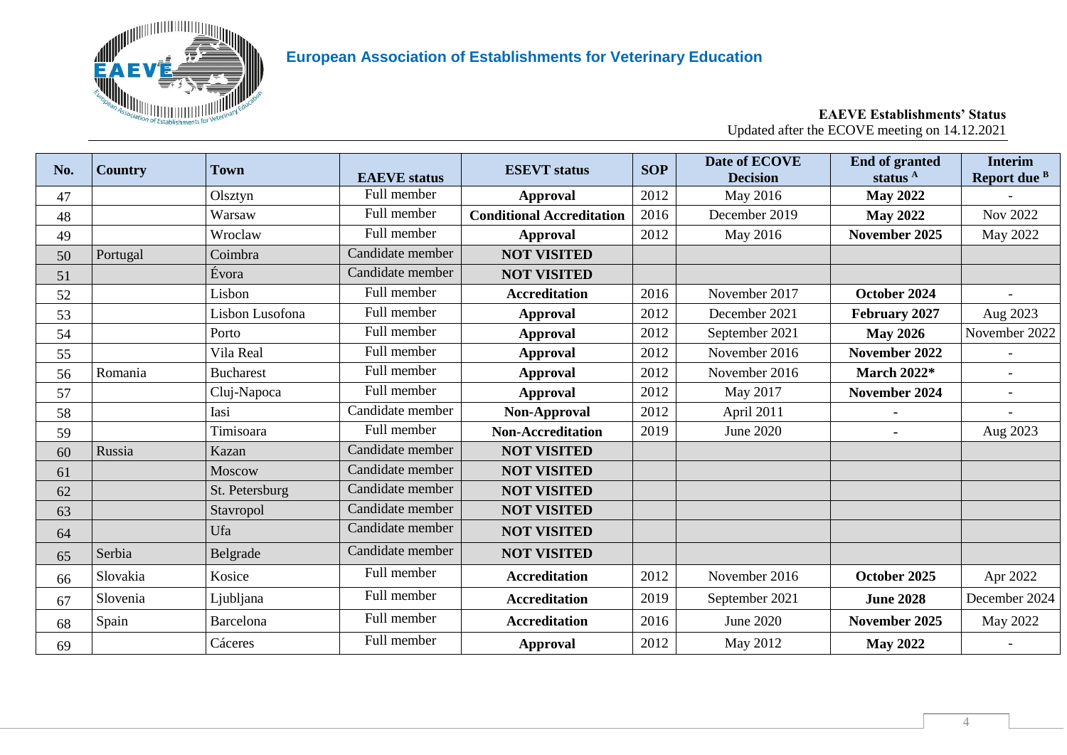## European Association of Establishments for Veterinary Education

**EAEVE Establishments' Status**
Updated after the ECOVE meeting on 14.12.2021

| No. | Country | Town | EAEVE status | ESEVT status | SOP | Date of ECOVE Decision | End of granted status [A] | Interim Report due [B] |
|---|---|---|---|---|---|---|---|---|
| 47 | | Olsztyn | Full member | **Approval** | 2012 | May 2016 | **May 2022** | - |
| 48 | | Warsaw | Full member | **Conditional Accreditation** | 2016 | December 2019 | **May 2022** | Nov 2022 |
| 49 | | Wroclaw | Full member | **Approval** | 2012 | May 2016 | **November 2025** | May 2022 |
| 50 | Portugal | Coimbra | Candidate member | **NOT VISITED** | | | | |
| 51 | | Évora | Candidate member | **NOT VISITED** | | | | |
| 52 | | Lisbon | Full member | **Accreditation** | 2016 | November 2017 | **October 2024** | - |
| 53 | | Lisbon Lusofona | Full member | **Approval** | 2012 | December 2021 | **February 2027** | Aug 2023 |
| 54 | | Porto | Full member | **Approval** | 2012 | September 2021 | **May 2026** | November 2022 |
| 55 | | Vila Real | Full member | **Approval** | 2012 | November 2016 | **November 2022** | - |
| 56 | Romania | Bucharest | Full member | **Approval** | 2012 | November 2016 | **March 2022*** | - |
| 57 | | Cluj-Napoca | Full member | **Approval** | 2012 | May 2017 | **November 2024** | - |
| 58 | | Iasi | Candidate member | **Non-Approval** | 2012 | April 2011 | **-** | - |
| 59 | | Timisoara | Full member | **Non-Accreditation** | 2019 | June 2020 | **-** | Aug 2023 |
| 60 | Russia | Kazan | Candidate member | **NOT VISITED** | | | | |
| 61 | | Moscow | Candidate member | **NOT VISITED** | | | | |
| 62 | | St. Petersburg | Candidate member | **NOT VISITED** | | | | |
| 63 | | Stavropol | Candidate member | **NOT VISITED** | | | | |
| 64 | | Ufa | Candidate member | **NOT VISITED** | | | | |
| 65 | Serbia | Belgrade | Candidate member | **NOT VISITED** | | | | |
| 66 | Slovakia | Kosice | Full member | **Accreditation** | 2012 | November 2016 | **October 2025** | Apr 2022 |
| 67 | Slovenia | Ljubljana | Full member | **Accreditation** | 2019 | September 2021 | **June 2028** | December 2024 |
| 68 | Spain | Barcelona | Full member | **Accreditation** | 2016 | June 2020 | **November 2025** | May 2022 |
| 69 | | Cáceres | Full member | **Approval** | 2012 | May 2012 | **May 2022** | - |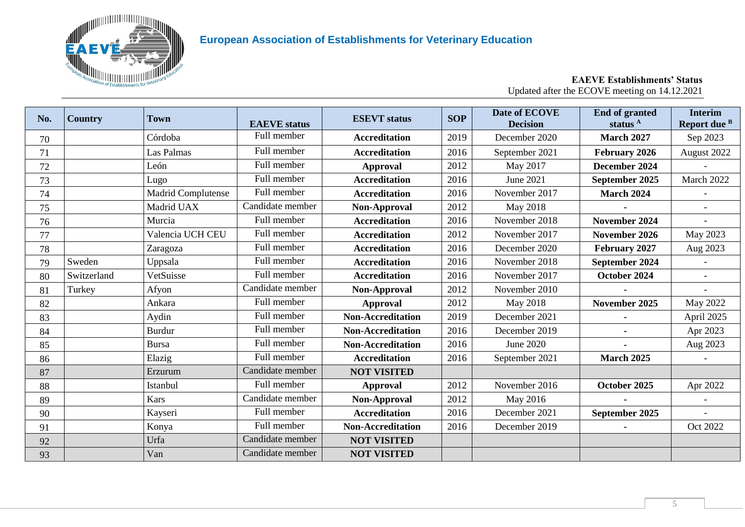**European Association of Establishments for Veterinary Education**

**EAEVE Establishments' Status**
Updated after the ECOVE meeting on 14.12.2021

| No. | Country | Town | EAEVE status | ESEVT status | SOP | Date of ECOVE Decision | End of granted status [A] | Interim Report due [B] |
|---|---|---|---|---|---|---|---|---|
| 70 | | Córdoba | Full member | **Accreditation** | 2019 | December 2020 | **March 2027** | Sep 2023 |
| 71 | | Las Palmas | Full member | **Accreditation** | 2016 | September 2021 | **February 2026** | August 2022 |
| 72 | | León | Full member | **Approval** | 2012 | May 2017 | **December 2024** | - |
| 73 | | Lugo | Full member | **Accreditation** | 2016 | June 2021 | **September 2025** | March 2022 |
| 74 | | Madrid Complutense | Full member | **Accreditation** | 2016 | November 2017 | **March 2024** | - |
| 75 | | Madrid UAX | Candidate member | **Non-Approval** | 2012 | May 2018 | - | - |
| 76 | | Murcia | Full member | **Accreditation** | 2016 | November 2018 | **November 2024** | - |
| 77 | | Valencia UCH CEU | Full member | **Accreditation** | 2012 | November 2017 | **November 2026** | May 2023 |
| 78 | | Zaragoza | Full member | **Accreditation** | 2016 | December 2020 | **February 2027** | Aug 2023 |
| 79 | Sweden | Uppsala | Full member | **Accreditation** | 2016 | November 2018 | **September 2024** | - |
| 80 | Switzerland | VetSuisse | Full member | **Accreditation** | 2016 | November 2017 | **October 2024** | - |
| 81 | Turkey | Afyon | Candidate member | **Non-Approval** | 2012 | November 2010 | - | - |
| 82 | | Ankara | Full member | **Approval** | 2012 | May 2018 | **November 2025** | May 2022 |
| 83 | | Aydin | Full member | **Non-Accreditation** | 2019 | December 2021 | - | April 2025 |
| 84 | | Burdur | Full member | **Non-Accreditation** | 2016 | December 2019 | - | Apr 2023 |
| 85 | | Bursa | Full member | **Non-Accreditation** | 2016 | June 2020 | - | Aug 2023 |
| 86 | | Elazig | Full member | **Accreditation** | 2016 | September 2021 | **March 2025** | - |
| 87 | | Erzurum | Candidate member | **NOT VISITED** | | | | |
| 88 | | Istanbul | Full member | **Approval** | 2012 | November 2016 | **October 2025** | Apr 2022 |
| 89 | | Kars | Candidate member | **Non-Approval** | 2012 | May 2016 | - | - |
| 90 | | Kayseri | Full member | **Accreditation** | 2016 | December 2021 | **September 2025** | - |
| 91 | | Konya | Full member | **Non-Accreditation** | 2016 | December 2019 | - | Oct 2022 |
| 92 | | Urfa | Candidate member | **NOT VISITED** | | | | |
| 93 | | Van | Candidate member | **NOT VISITED** | | | | |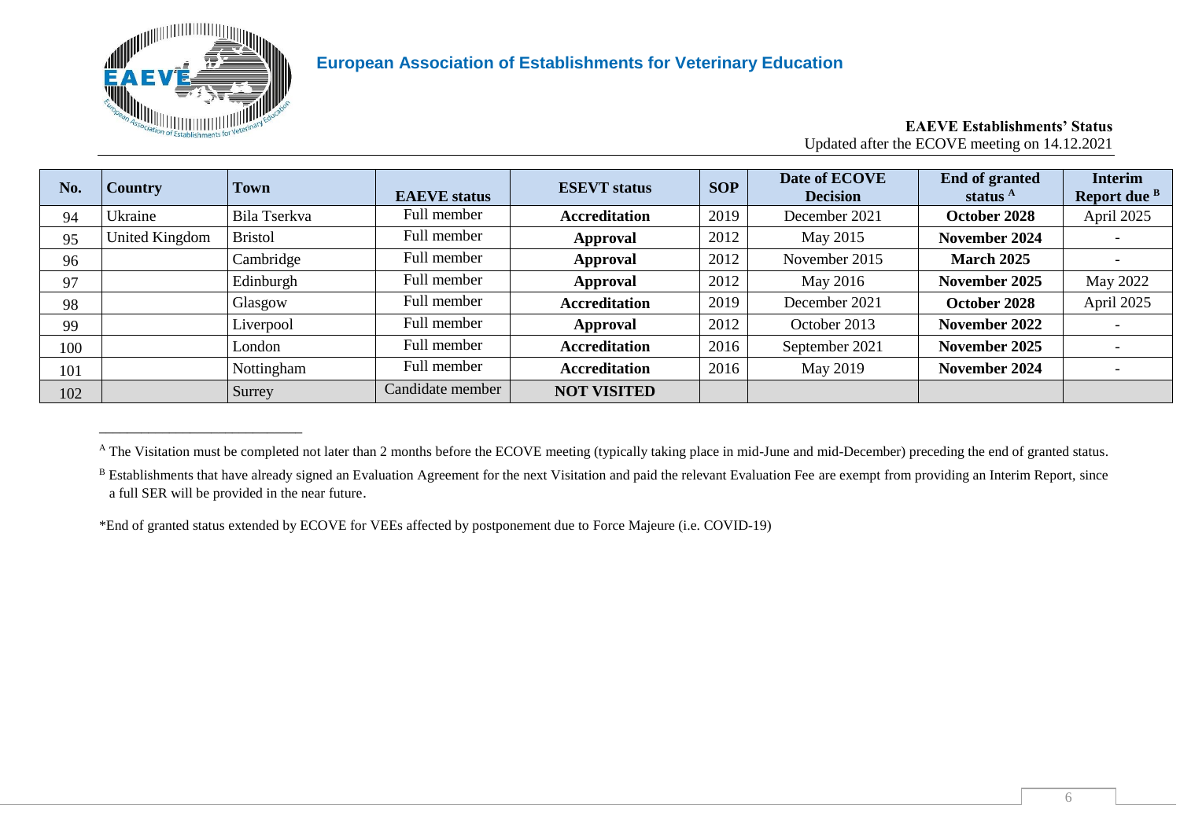**European Association of Establishments for Veterinary Education**

**EAEVE Establishments' Status**
Updated after the ECOVE meeting on 14.12.2021

| No. | Country | Town | EAEVE status | ESEVT status | SOP | Date of ECOVE Decision | End of granted status [A] | Interim Report due [B] |
|---|---|---|---|---|---|---|---|---|
| 94 | Ukraine | Bila Tserkva | Full member | **Accreditation** | 2019 | December 2021 | **October 2028** | April 2025 |
| 95 | United Kingdom | Bristol | Full member | **Approval** | 2012 | May 2015 | **November 2024** | - |
| 96 | | Cambridge | Full member | **Approval** | 2012 | November 2015 | **March 2025** | - |
| 97 | | Edinburgh | Full member | **Approval** | 2012 | May 2016 | **November 2025** | May 2022 |
| 98 | | Glasgow | Full member | **Accreditation** | 2019 | December 2021 | **October 2028** | April 2025 |
| 99 | | Liverpool | Full member | **Approval** | 2012 | October 2013 | **November 2022** | - |
| 100 | | London | Full member | **Accreditation** | 2016 | September 2021 | **November 2025** | - |
| 101 | | Nottingham | Full member | **Accreditation** | 2016 | May 2019 | **November 2024** | - |
| 102 | | Surrey | Candidate member | **NOT VISITED** | | | | |

[A] The Visitation must be completed not later than 2 months before the ECOVE meeting (typically taking place in mid-June and mid-December) preceding the end of granted status.

[B] Establishments that have already signed an Evaluation Agreement for the next Visitation and paid the relevant Evaluation Fee are exempt from providing an Interim Report, since a full SER will be provided in the near future.

*End of granted status extended by ECOVE for VEEs affected by postponement due to Force Majeure (i.e. COVID-19)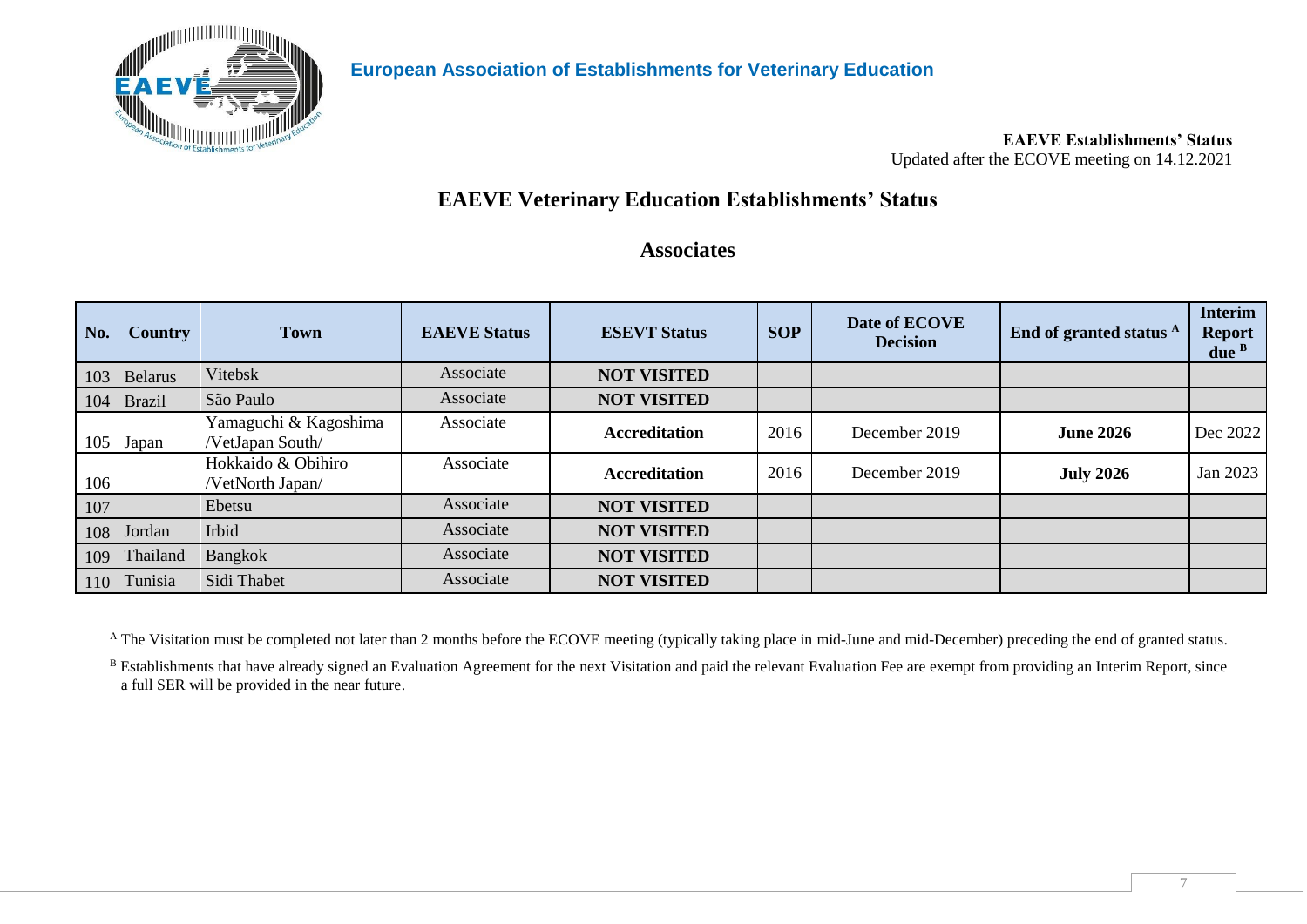European Association of Establishments for Veterinary Education

**EAEVE Establishments' Status**
Updated after the ECOVE meeting on 14.12.2021

## EAEVE Veterinary Education Establishments' Status

### Associates

| No. | Country | Town | EAEVE Status | ESEVT Status | SOP | Date of ECOVE Decision | End of granted status [A] | Interim Report due [B] |
|---|---|---|---|---|---|---|---|---|
| 103 | Belarus | Vitebsk | Associate | **NOT VISITED** | | | | |
| 104 | Brazil | São Paulo | Associate | **NOT VISITED** | | | | |
| 105 | Japan | Yamaguchi & Kagoshima /VetJapan South/ | Associate | **Accreditation** | 2016 | December 2019 | **June 2026** | Dec 2022 |
| 106 | | Hokkaido & Obihiro /VetNorth Japan/ | Associate | **Accreditation** | 2016 | December 2019 | **July 2026** | Jan 2023 |
| 107 | | Ebetsu | Associate | **NOT VISITED** | | | | |
| 108 | Jordan | Irbid | Associate | **NOT VISITED** | | | | |
| 109 | Thailand | Bangkok | Associate | **NOT VISITED** | | | | |
| 110 | Tunisia | Sidi Thabet | Associate | **NOT VISITED** | | | | |

[A] The Visitation must be completed not later than 2 months before the ECOVE meeting (typically taking place in mid-June and mid-December) preceding the end of granted status.

[B] Establishments that have already signed an Evaluation Agreement for the next Visitation and paid the relevant Evaluation Fee are exempt from providing an Interim Report, since a full SER will be provided in the near future.